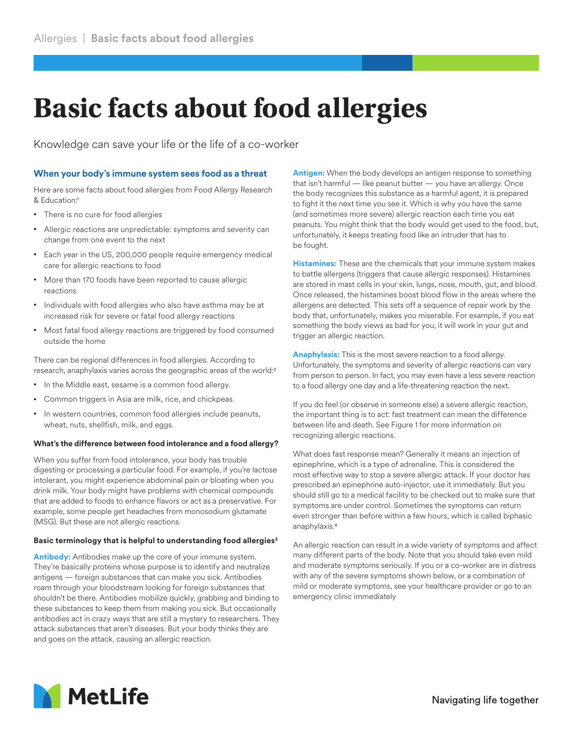# Basic facts about food allergies

Knowledge can save your life or the life of a co-worker

## When your body's immune system sees food as a threat

Here are some facts about food allergies from Food Allergy Research & Education:[1]

- There is no cure for food allergies
- Allergic reactions are unpredictable: symptoms and severity can change from one event to the next
- Each year in the US, 200,000 people require emergency medical care for allergic reactions to food
- More than 170 foods have been reported to cause allergic reactions
- Individuals with food allergies who also have asthma may be at increased risk for severe or fatal food allergy reactions
- Most fatal food allergy reactions are triggered by food consumed outside the home

There can be regional differences in food allergies. According to research, anaphylaxis varies across the geographic areas of the world:[2]

- In the Middle east, sesame is a common food allergy.
- Common triggers in Asia are milk, rice, and chickpeas.
- In western countries, common food allergies include peanuts, wheat, nuts, shellfish, milk, and eggs.

#### What's the difference between food intolerance and a food allergy?

When you suffer from food intolerance, your body has trouble digesting or processing a particular food. For example, if you're lactose intolerant, you might experience abdominal pain or bloating when you drink milk. Your body might have problems with chemical compounds that are added to foods to enhance flavors or act as a preservative. For example, some people get headaches from monosodium glutamate (MSG). But these are not allergic reactions.

#### Basic terminology that is helpful to understanding food allergies[3]

**Antibody:** Antibodies make up the core of your immune system. They're basically proteins whose purpose is to identify and neutralize antigens — foreign substances that can make you sick. Antibodies roam through your bloodstream looking for foreign substances that shouldn't be there. Antibodies mobilize quickly, grabbing and binding to these substances to keep them from making you sick. But occasionally antibodies act in crazy ways that are still a mystery to researchers. They attack substances that aren't diseases. But your body thinks they are and goes on the attack, causing an allergic reaction.

**Antigen:** When the body develops an antigen response to something that isn't harmful — like peanut butter — you have an allergy. Once the body recognizes this substance as a harmful agent, it is prepared to fight it the next time you see it. Which is why you have the same (and sometimes more severe) allergic reaction each time you eat peanuts. You might think that the body would get used to the food, but, unfortunately, it keeps treating food like an intruder that has to be fought.

**Histamines:** These are the chemicals that your immune system makes to battle allergens (triggers that cause allergic responses). Histamines are stored in mast cells in your skin, lungs, nose, mouth, gut, and blood. Once released, the histamines boost blood flow in the areas where the allergens are detected. This sets off a sequence of repair work by the body that, unfortunately, makes you miserable. For example, if you eat something the body views as bad for you, it will work in your gut and trigger an allergic reaction.

**Anaphylaxis:** This is the most severe reaction to a food allergy. Unfortunately, the symptoms and severity of allergic reactions can vary from person to person. In fact, you may even have a less severe reaction to a food allergy one day and a life-threatening reaction the next.

If you do feel (or observe in someone else) a severe allergic reaction, the important thing is to act: fast treatment can mean the difference between life and death. See Figure 1 for more information on recognizing allergic reactions.

What does fast response mean? Generally it means an injection of epinephrine, which is a type of adrenaline. This is considered the most effective way to stop a severe allergic attack. If your doctor has prescribed an epinephrine auto-injector, use it immediately. But you should still go to a medical facility to be checked out to make sure that symptoms are under control. Sometimes the symptoms can return even stronger than before within a few hours, which is called biphasic anaphylaxis.[4]

An allergic reaction can result in a wide variety of symptoms and affect many different parts of the body. Note that you should take even mild and moderate symptoms seriously. If you or a co-worker are in distress with any of the severe symptoms shown below, or a combination of mild or moderate symptoms, see your healthcare provider or go to an emergency clinic immediately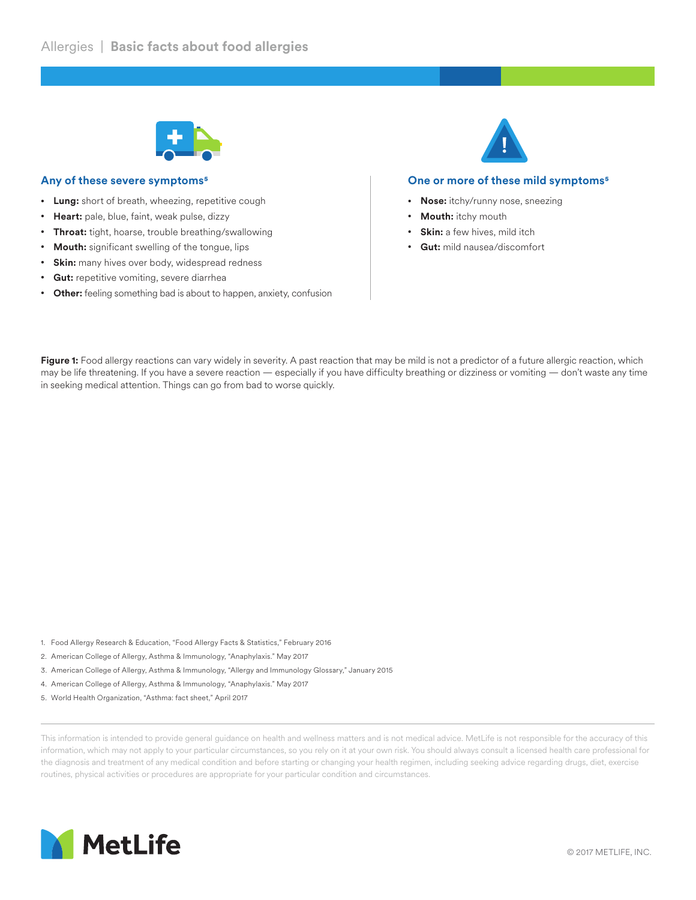### Any of these severe symptoms[5]

- **Lung:** short of breath, wheezing, repetitive cough
- **Heart:** pale, blue, faint, weak pulse, dizzy
- **Throat:** tight, hoarse, trouble breathing/swallowing
- **Mouth:** significant swelling of the tongue, lips
- **Skin:** many hives over body, widespread redness
- **Gut:** repetitive vomiting, severe diarrhea
- **Other:** feeling something bad is about to happen, anxiety, confusion

### One or more of these mild symptoms[5]

- **Nose:** itchy/runny nose, sneezing
- **Mouth:** itchy mouth
- **Skin:** a few hives, mild itch
- **Gut:** mild nausea/discomfort

**Figure 1:** Food allergy reactions can vary widely in severity. A past reaction that may be mild is not a predictor of a future allergic reaction, which may be life threatening. If you have a severe reaction — especially if you have difficulty breathing or dizziness or vomiting — don't waste any time in seeking medical attention. Things can go from bad to worse quickly.

1. Food Allergy Research & Education, "Food Allergy Facts & Statistics," February 2016
2. American College of Allergy, Asthma & Immunology, "Anaphylaxis." May 2017
3. American College of Allergy, Asthma & Immunology, "Allergy and Immunology Glossary," January 2015
4. American College of Allergy, Asthma & Immunology, "Anaphylaxis." May 2017
5. World Health Organization, "Asthma: fact sheet," April 2017

This information is intended to provide general guidance on health and wellness matters and is not medical advice. MetLife is not responsible for the accuracy of this information, which may not apply to your particular circumstances, so you rely on it at your own risk. You should always consult a licensed health care professional for the diagnosis and treatment of any medical condition and before starting or changing your health regimen, including seeking advice regarding drugs, diet, exercise routines, physical activities or procedures are appropriate for your particular condition and circumstances.

MetLife

© 2017 METLIFE, INC.